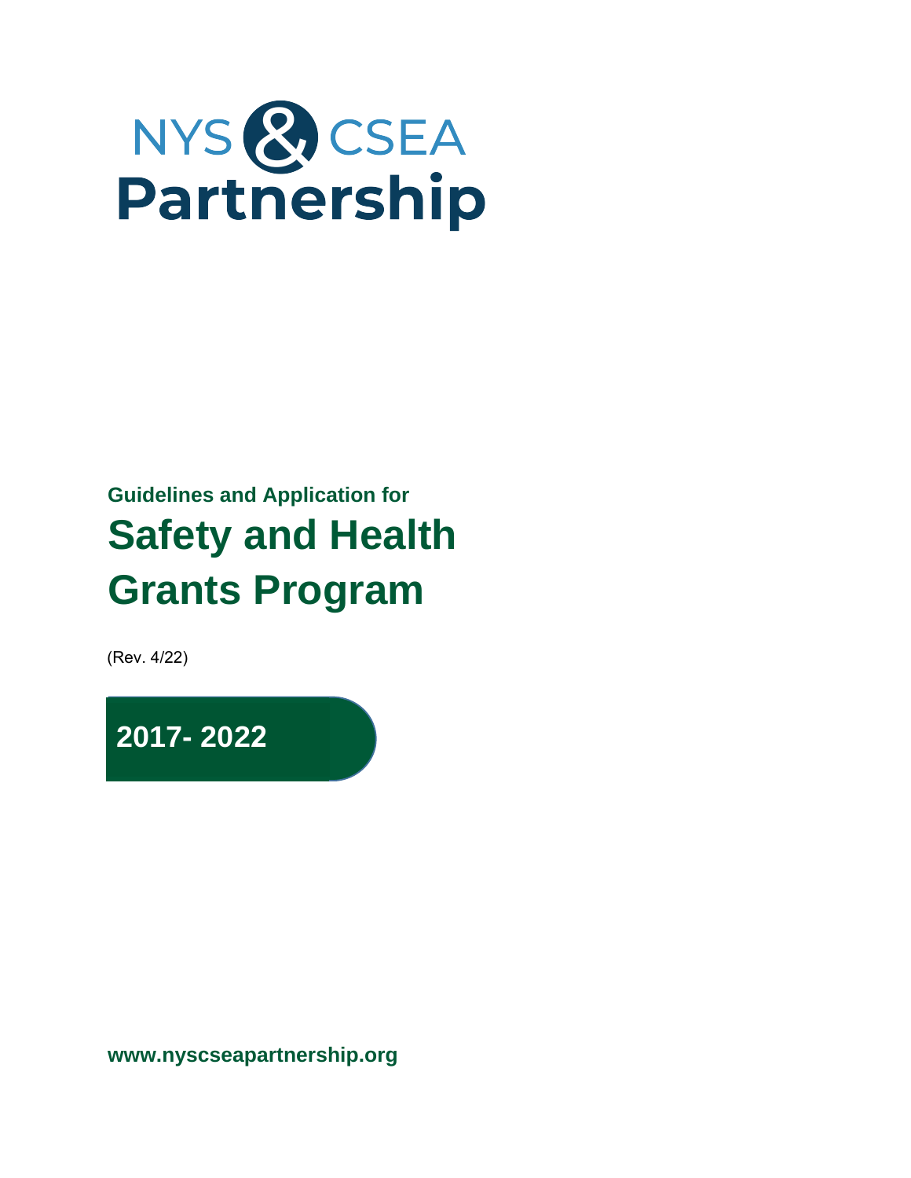NYS & CSEA
**Partnership**

Guidelines and Application for

# Safety and Health Grants Program

(Rev. 4/22)

**2017- 2022**

**www.nyscseapartnership.org**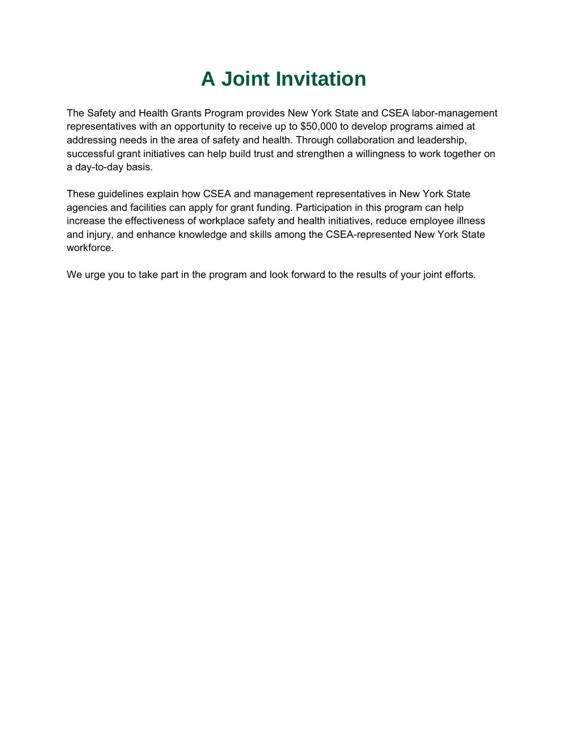# A Joint Invitation

The Safety and Health Grants Program provides New York State and CSEA labor-management representatives with an opportunity to receive up to $50,000 to develop programs aimed at addressing needs in the area of safety and health. Through collaboration and leadership, successful grant initiatives can help build trust and strengthen a willingness to work together on a day-to-day basis.

These guidelines explain how CSEA and management representatives in New York State agencies and facilities can apply for grant funding. Participation in this program can help increase the effectiveness of workplace safety and health initiatives, reduce employee illness and injury, and enhance knowledge and skills among the CSEA-represented New York State workforce.

We urge you to take part in the program and look forward to the results of your joint efforts.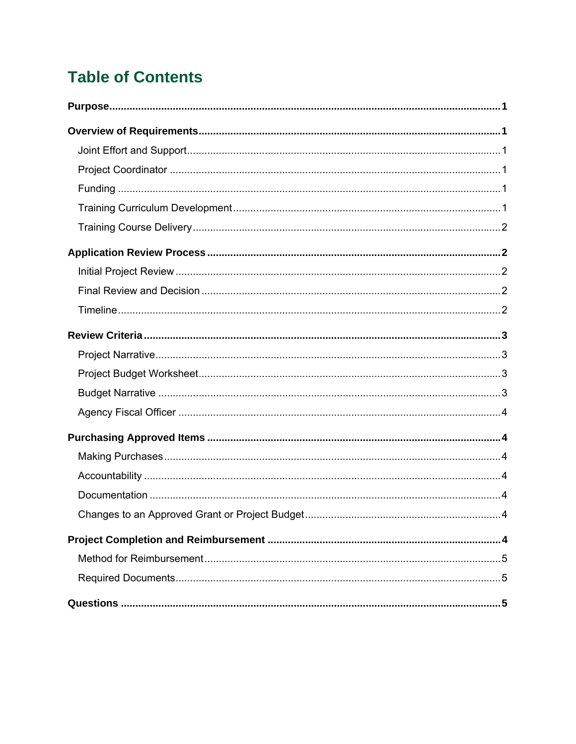# Table of Contents

**Purpose**......................................................................................................................1

**Overview of Requirements**..........................................................................................1

- Joint Effort and Support.............................................................................................1
- Project Coordinator ....................................................................................................1
- Funding .......................................................................................................................1
- Training Curriculum Development..............................................................................1
- Training Course Delivery.............................................................................................2

**Application Review Process**........................................................................................2

- Initial Project Review .................................................................................................2
- Final Review and Decision .........................................................................................2
- Timeline.......................................................................................................................2

**Review Criteria**.............................................................................................................3

- Project Narrative.........................................................................................................3
- Project Budget Worksheet..........................................................................................3
- Budget Narrative ........................................................................................................3
- Agency Fiscal Officer .................................................................................................4

**Purchasing Approved Items**.........................................................................................4

- Making Purchases.......................................................................................................4
- Accountability .............................................................................................................4
- Documentation ...........................................................................................................4
- Changes to an Approved Grant or Project Budget.....................................................4

**Project Completion and Reimbursement**....................................................................4

- Method for Reimbursement.........................................................................................5
- Required Documents...................................................................................................5

**Questions**.....................................................................................................................5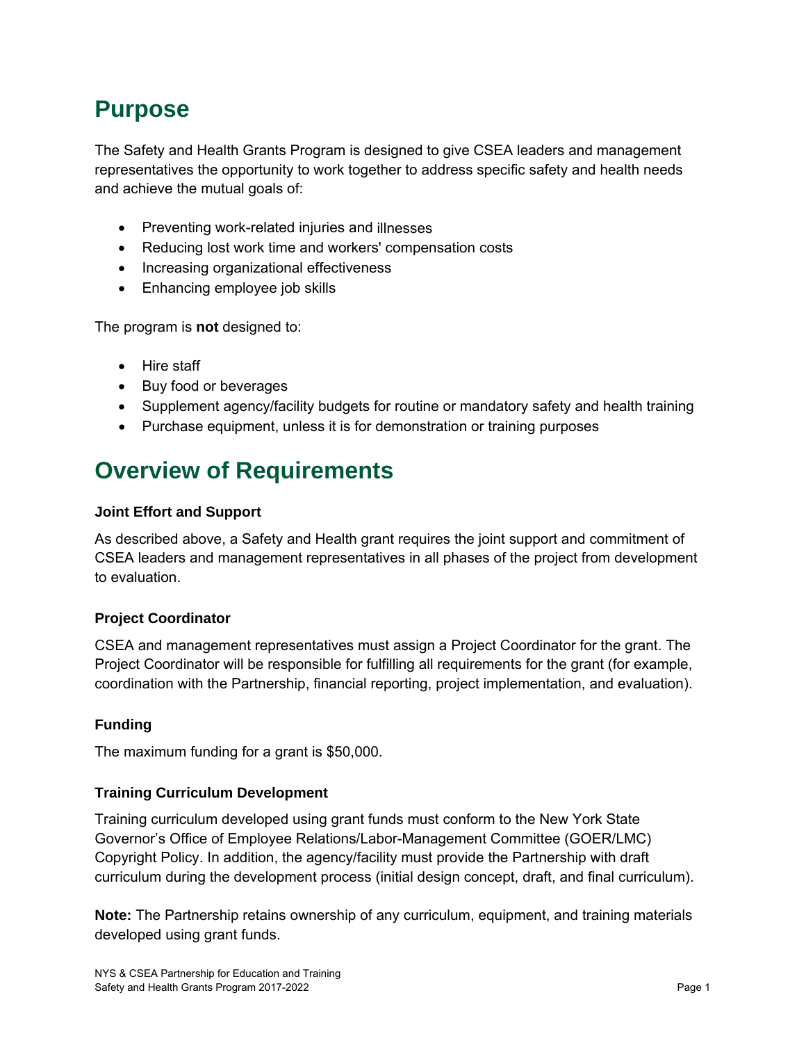# Purpose

The Safety and Health Grants Program is designed to give CSEA leaders and management representatives the opportunity to work together to address specific safety and health needs and achieve the mutual goals of:

- Preventing work-related injuries and illnesses
- Reducing lost work time and workers' compensation costs
- Increasing organizational effectiveness
- Enhancing employee job skills

The program is **not** designed to:

- Hire staff
- Buy food or beverages
- Supplement agency/facility budgets for routine or mandatory safety and health training
- Purchase equipment, unless it is for demonstration or training purposes

# Overview of Requirements

### Joint Effort and Support

As described above, a Safety and Health grant requires the joint support and commitment of CSEA leaders and management representatives in all phases of the project from development to evaluation.

### Project Coordinator

CSEA and management representatives must assign a Project Coordinator for the grant. The Project Coordinator will be responsible for fulfilling all requirements for the grant (for example, coordination with the Partnership, financial reporting, project implementation, and evaluation).

### Funding

The maximum funding for a grant is $50,000.

### Training Curriculum Development

Training curriculum developed using grant funds must conform to the New York State Governor's Office of Employee Relations/Labor-Management Committee (GOER/LMC) Copyright Policy. In addition, the agency/facility must provide the Partnership with draft curriculum during the development process (initial design concept, draft, and final curriculum).

**Note:** The Partnership retains ownership of any curriculum, equipment, and training materials developed using grant funds.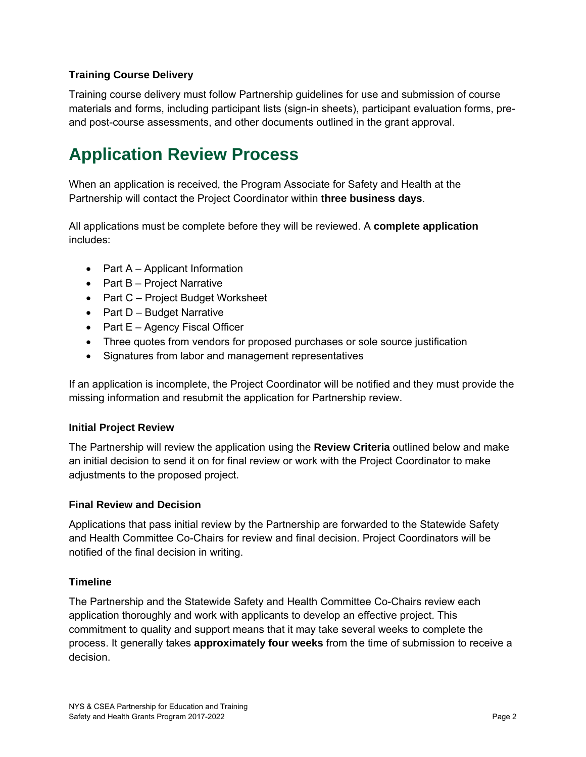### Training Course Delivery

Training course delivery must follow Partnership guidelines for use and submission of course materials and forms, including participant lists (sign-in sheets), participant evaluation forms, pre- and post-course assessments, and other documents outlined in the grant approval.

## Application Review Process

When an application is received, the Program Associate for Safety and Health at the Partnership will contact the Project Coordinator within **three business days**.

All applications must be complete before they will be reviewed. A **complete application** includes:

- Part A – Applicant Information
- Part B – Project Narrative
- Part C – Project Budget Worksheet
- Part D – Budget Narrative
- Part E – Agency Fiscal Officer
- Three quotes from vendors for proposed purchases or sole source justification
- Signatures from labor and management representatives

If an application is incomplete, the Project Coordinator will be notified and they must provide the missing information and resubmit the application for Partnership review.

### Initial Project Review

The Partnership will review the application using the **Review Criteria** outlined below and make an initial decision to send it on for final review or work with the Project Coordinator to make adjustments to the proposed project.

### Final Review and Decision

Applications that pass initial review by the Partnership are forwarded to the Statewide Safety and Health Committee Co-Chairs for review and final decision. Project Coordinators will be notified of the final decision in writing.

### Timeline

The Partnership and the Statewide Safety and Health Committee Co-Chairs review each application thoroughly and work with applicants to develop an effective project. This commitment to quality and support means that it may take several weeks to complete the process. It generally takes **approximately four weeks** from the time of submission to receive a decision.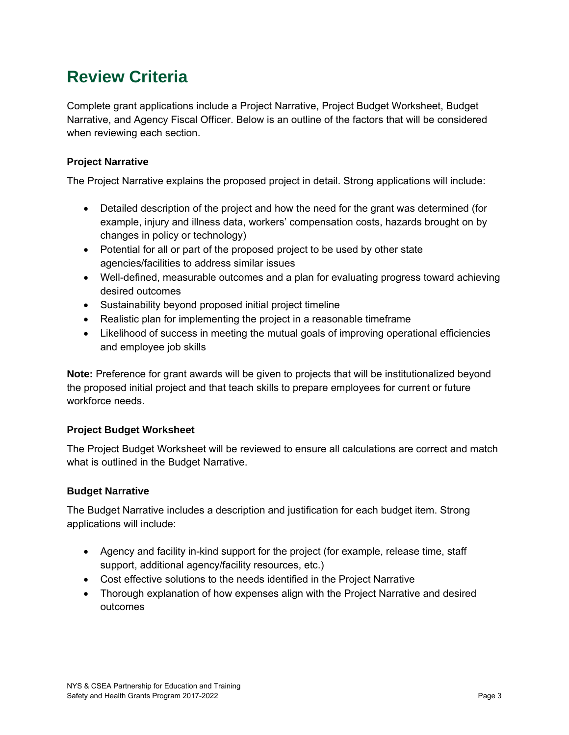# Review Criteria

Complete grant applications include a Project Narrative, Project Budget Worksheet, Budget Narrative, and Agency Fiscal Officer. Below is an outline of the factors that will be considered when reviewing each section.

### Project Narrative

The Project Narrative explains the proposed project in detail. Strong applications will include:

- Detailed description of the project and how the need for the grant was determined (for example, injury and illness data, workers' compensation costs, hazards brought on by changes in policy or technology)
- Potential for all or part of the proposed project to be used by other state agencies/facilities to address similar issues
- Well-defined, measurable outcomes and a plan for evaluating progress toward achieving desired outcomes
- Sustainability beyond proposed initial project timeline
- Realistic plan for implementing the project in a reasonable timeframe
- Likelihood of success in meeting the mutual goals of improving operational efficiencies and employee job skills

**Note:** Preference for grant awards will be given to projects that will be institutionalized beyond the proposed initial project and that teach skills to prepare employees for current or future workforce needs.

### Project Budget Worksheet

The Project Budget Worksheet will be reviewed to ensure all calculations are correct and match what is outlined in the Budget Narrative.

### Budget Narrative

The Budget Narrative includes a description and justification for each budget item. Strong applications will include:

- Agency and facility in-kind support for the project (for example, release time, staff support, additional agency/facility resources, etc.)
- Cost effective solutions to the needs identified in the Project Narrative
- Thorough explanation of how expenses align with the Project Narrative and desired outcomes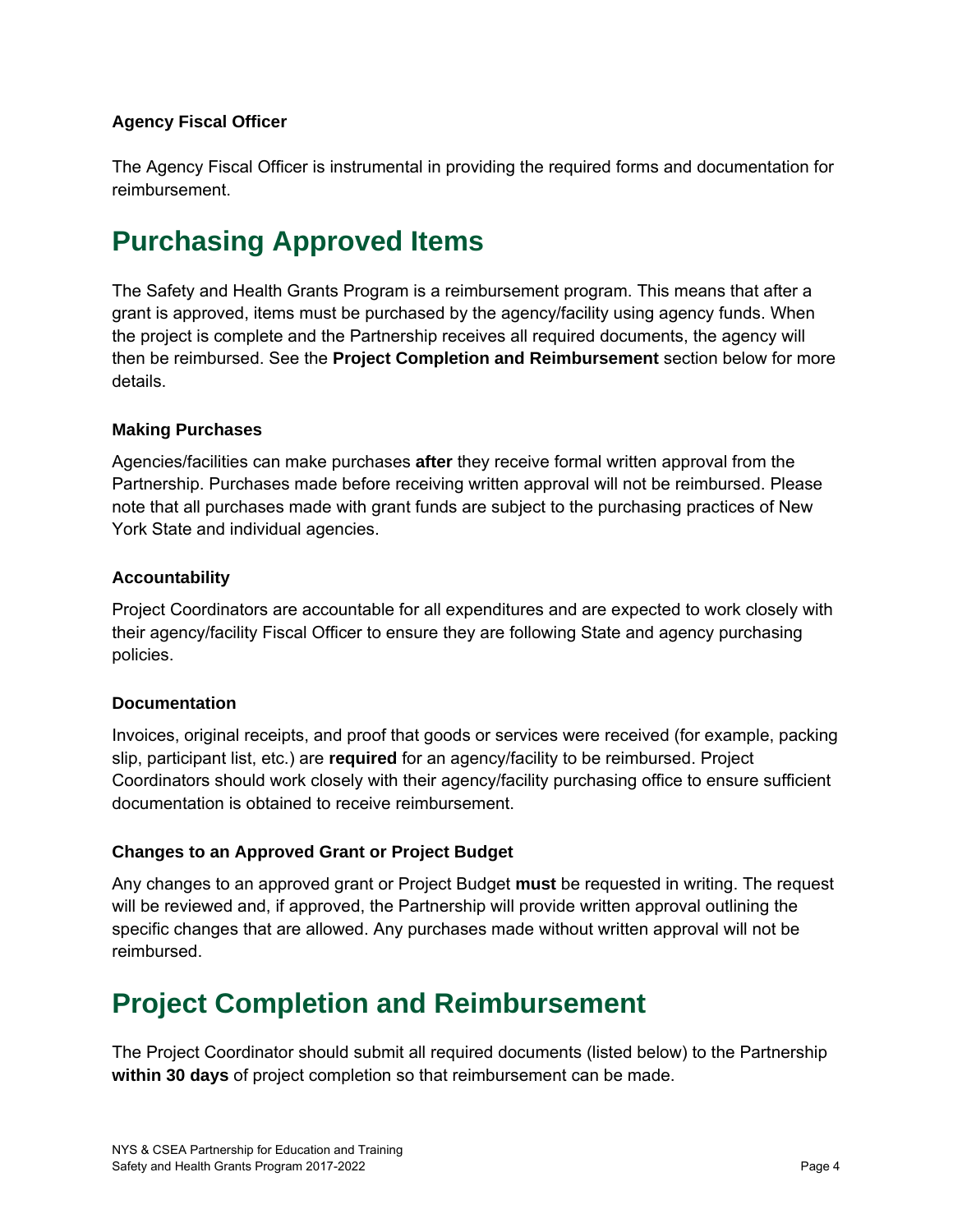### Agency Fiscal Officer

The Agency Fiscal Officer is instrumental in providing the required forms and documentation for reimbursement.

## Purchasing Approved Items

The Safety and Health Grants Program is a reimbursement program. This means that after a grant is approved, items must be purchased by the agency/facility using agency funds. When the project is complete and the Partnership receives all required documents, the agency will then be reimbursed. See the **Project Completion and Reimbursement** section below for more details.

### Making Purchases

Agencies/facilities can make purchases **after** they receive formal written approval from the Partnership. Purchases made before receiving written approval will not be reimbursed. Please note that all purchases made with grant funds are subject to the purchasing practices of New York State and individual agencies.

### Accountability

Project Coordinators are accountable for all expenditures and are expected to work closely with their agency/facility Fiscal Officer to ensure they are following State and agency purchasing policies.

### Documentation

Invoices, original receipts, and proof that goods or services were received (for example, packing slip, participant list, etc.) are **required** for an agency/facility to be reimbursed. Project Coordinators should work closely with their agency/facility purchasing office to ensure sufficient documentation is obtained to receive reimbursement.

### Changes to an Approved Grant or Project Budget

Any changes to an approved grant or Project Budget **must** be requested in writing. The request will be reviewed and, if approved, the Partnership will provide written approval outlining the specific changes that are allowed. Any purchases made without written approval will not be reimbursed.

## Project Completion and Reimbursement

The Project Coordinator should submit all required documents (listed below) to the Partnership **within 30 days** of project completion so that reimbursement can be made.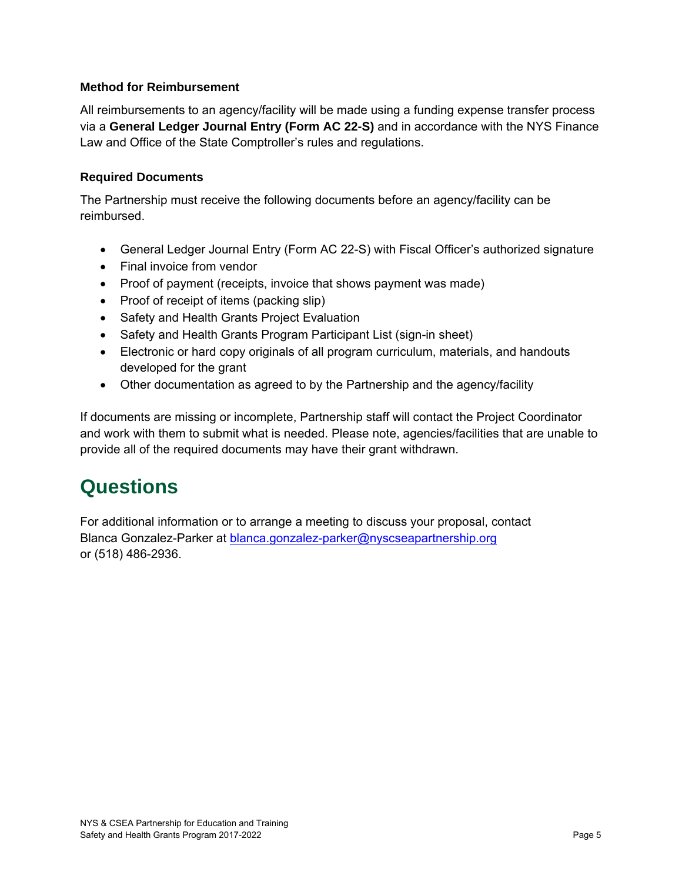### Method for Reimbursement

All reimbursements to an agency/facility will be made using a funding expense transfer process via a **General Ledger Journal Entry (Form AC 22-S)** and in accordance with the NYS Finance Law and Office of the State Comptroller's rules and regulations.

### Required Documents

The Partnership must receive the following documents before an agency/facility can be reimbursed.

- General Ledger Journal Entry (Form AC 22-S) with Fiscal Officer's authorized signature
- Final invoice from vendor
- Proof of payment (receipts, invoice that shows payment was made)
- Proof of receipt of items (packing slip)
- Safety and Health Grants Project Evaluation
- Safety and Health Grants Program Participant List (sign-in sheet)
- Electronic or hard copy originals of all program curriculum, materials, and handouts developed for the grant
- Other documentation as agreed to by the Partnership and the agency/facility

If documents are missing or incomplete, Partnership staff will contact the Project Coordinator and work with them to submit what is needed. Please note, agencies/facilities that are unable to provide all of the required documents may have their grant withdrawn.

## Questions

For additional information or to arrange a meeting to discuss your proposal, contact Blanca Gonzalez-Parker at blanca.gonzalez-parker@nyscseapartnership.org or (518) 486-2936.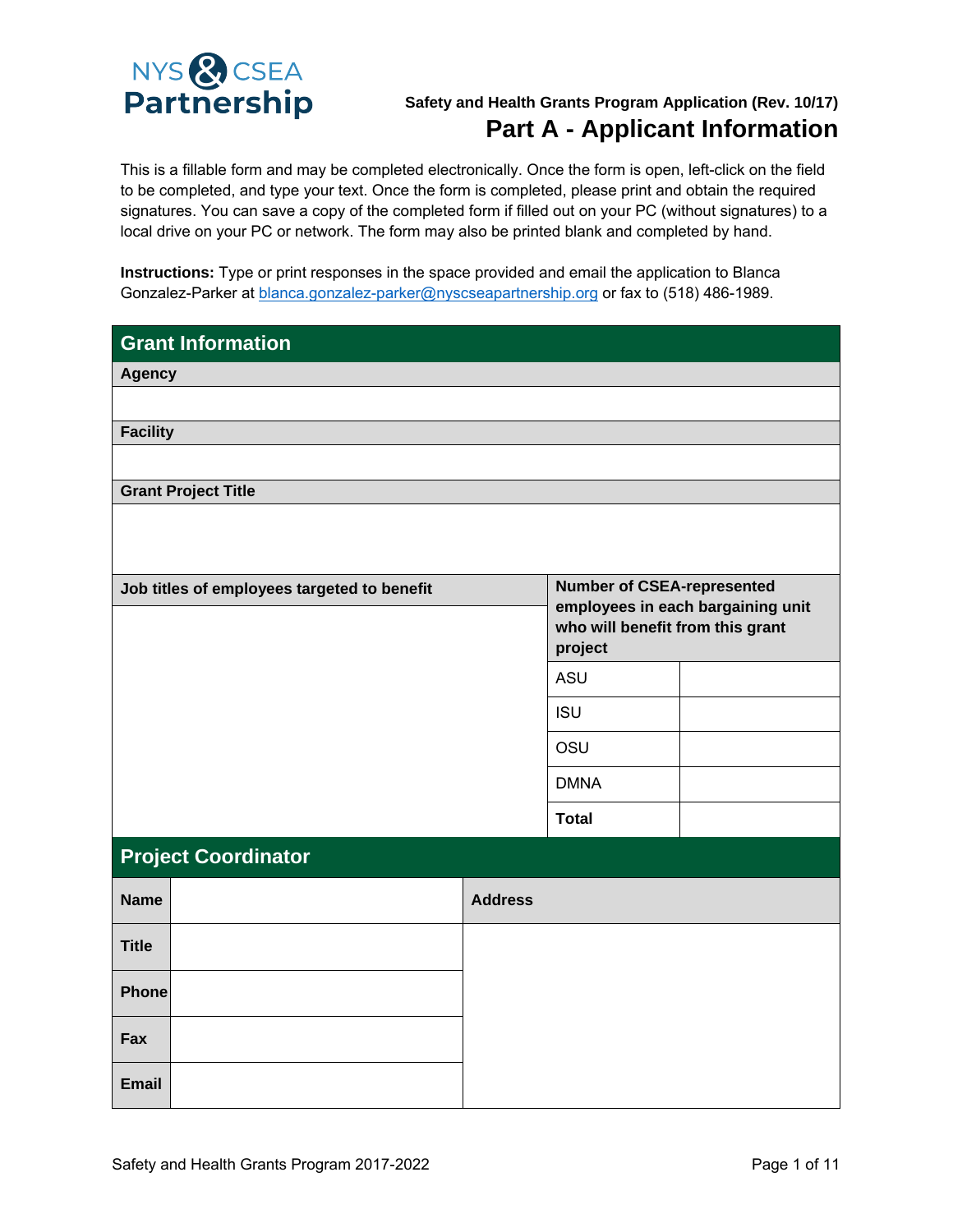NYS & CSEA Partnership

Safety and Health Grants Program Application (Rev. 10/17)

# Part A - Applicant Information

This is a fillable form and may be completed electronically. Once the form is open, left-click on the field to be completed, and type your text. Once the form is completed, please print and obtain the required signatures. You can save a copy of the completed form if filled out on your PC (without signatures) to a local drive on your PC or network. The form may also be printed blank and completed by hand.

**Instructions:** Type or print responses in the space provided and email the application to Blanca Gonzalez-Parker at [blanca.gonzalez-parker@nyscseapartnership.org](mailto:blanca.gonzalez-parker@nyscseapartnership.org) or fax to (518) 486-1989.

## Grant Information

| **Agency** |
|---|
| |

| **Facility** |
|---|
| |

| **Grant Project Title** |
|---|
| |

| **Job titles of employees targeted to benefit** | **Number of CSEA-represented employees in each bargaining unit who will benefit from this grant project** | |
|---|---|---|
| | ASU | |
| | ISU | |
| | OSU | |
| | DMNA | |
| | **Total** | |

## Project Coordinator

| **Name** | | **Address** |
|---|---|---|
| **Title** | | |
| **Phone** | | |
| **Fax** | | |
| **Email** | | |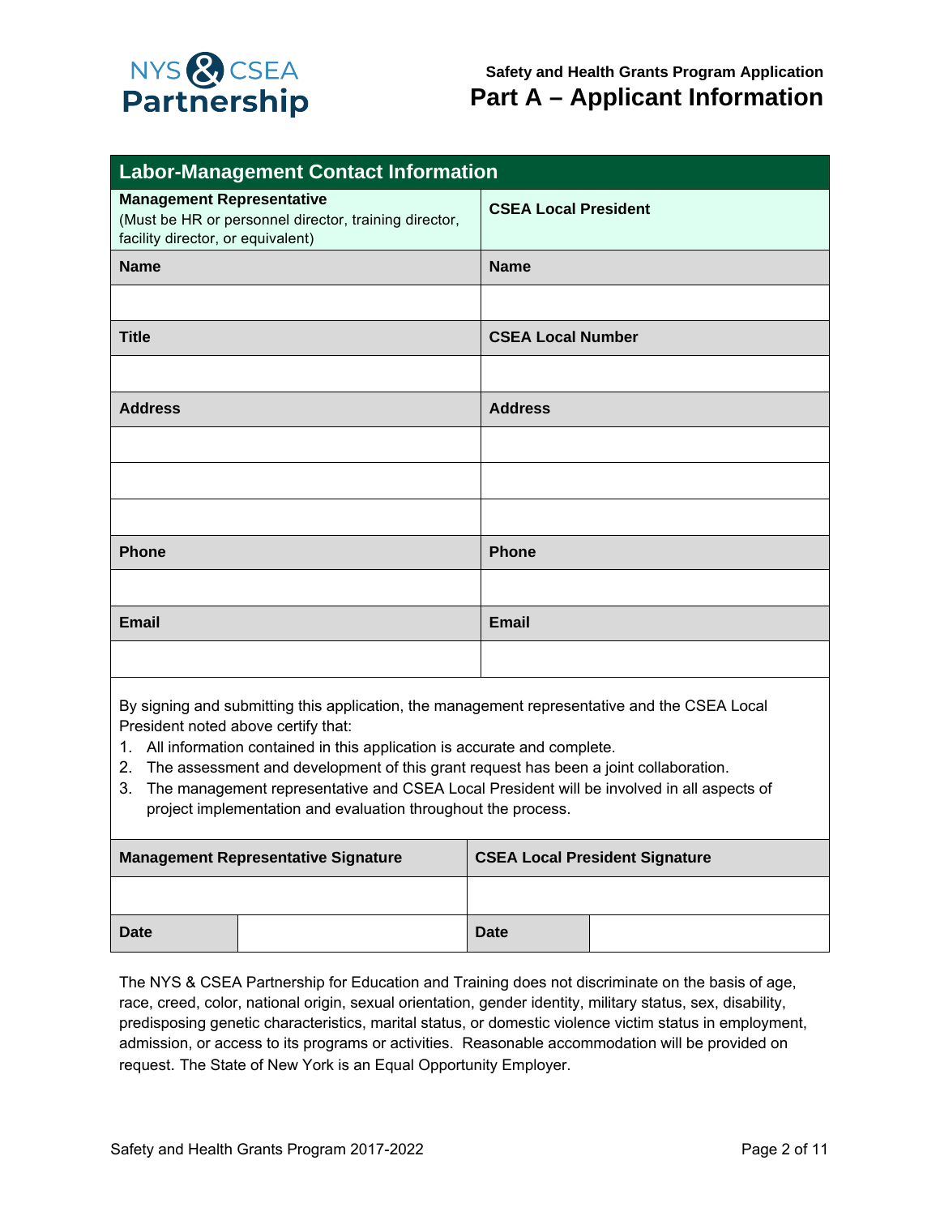NYS & CSEA Partnership

Safety and Health Grants Program Application

# Part A – Applicant Information

| Labor-Management Contact Information | |
|---|---|
| **Management Representative** (Must be HR or personnel director, training director, facility director, or equivalent) | **CSEA Local President** |
| **Name** | **Name** |
| | |
| **Title** | **CSEA Local Number** |
| | |
| **Address** | **Address** |
| | |
| | |
| | |
| **Phone** | **Phone** |
| | |
| **Email** | **Email** |
| | |

By signing and submitting this application, the management representative and the CSEA Local President noted above certify that:

1. All information contained in this application is accurate and complete.
2. The assessment and development of this grant request has been a joint collaboration.
3. The management representative and CSEA Local President will be involved in all aspects of project implementation and evaluation throughout the process.

| Management Representative Signature | | CSEA Local President Signature | |
|---|---|---|---|
| | | | |
| **Date** | | **Date** | |

The NYS & CSEA Partnership for Education and Training does not discriminate on the basis of age, race, creed, color, national origin, sexual orientation, gender identity, military status, sex, disability, predisposing genetic characteristics, marital status, or domestic violence victim status in employment, admission, or access to its programs or activities. Reasonable accommodation will be provided on request. The State of New York is an Equal Opportunity Employer.

Safety and Health Grants Program 2017-2022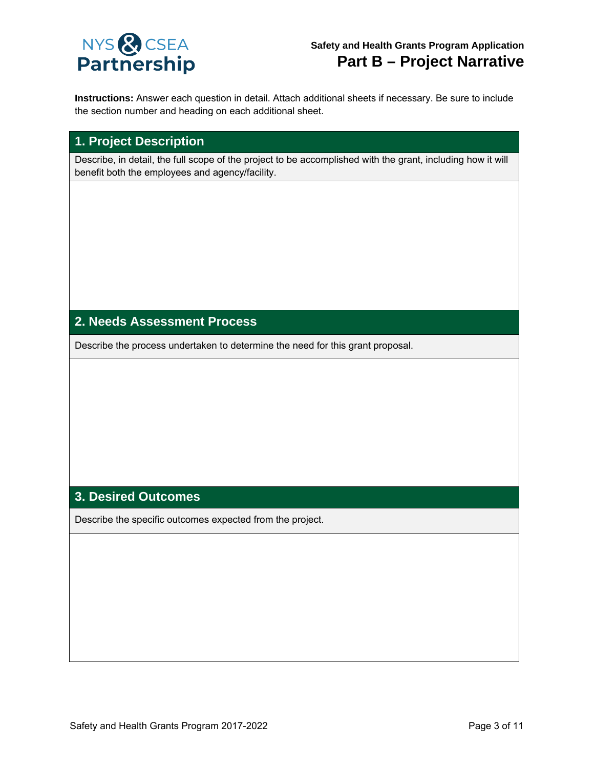# Safety and Health Grants Program Application

## Part B – Project Narrative

**Instructions:** Answer each question in detail. Attach additional sheets if necessary. Be sure to include the section number and heading on each additional sheet.

### 1. Project Description

Describe, in detail, the full scope of the project to be accomplished with the grant, including how it will benefit both the employees and agency/facility.

### 2. Needs Assessment Process

Describe the process undertaken to determine the need for this grant proposal.

### 3. Desired Outcomes

Describe the specific outcomes expected from the project.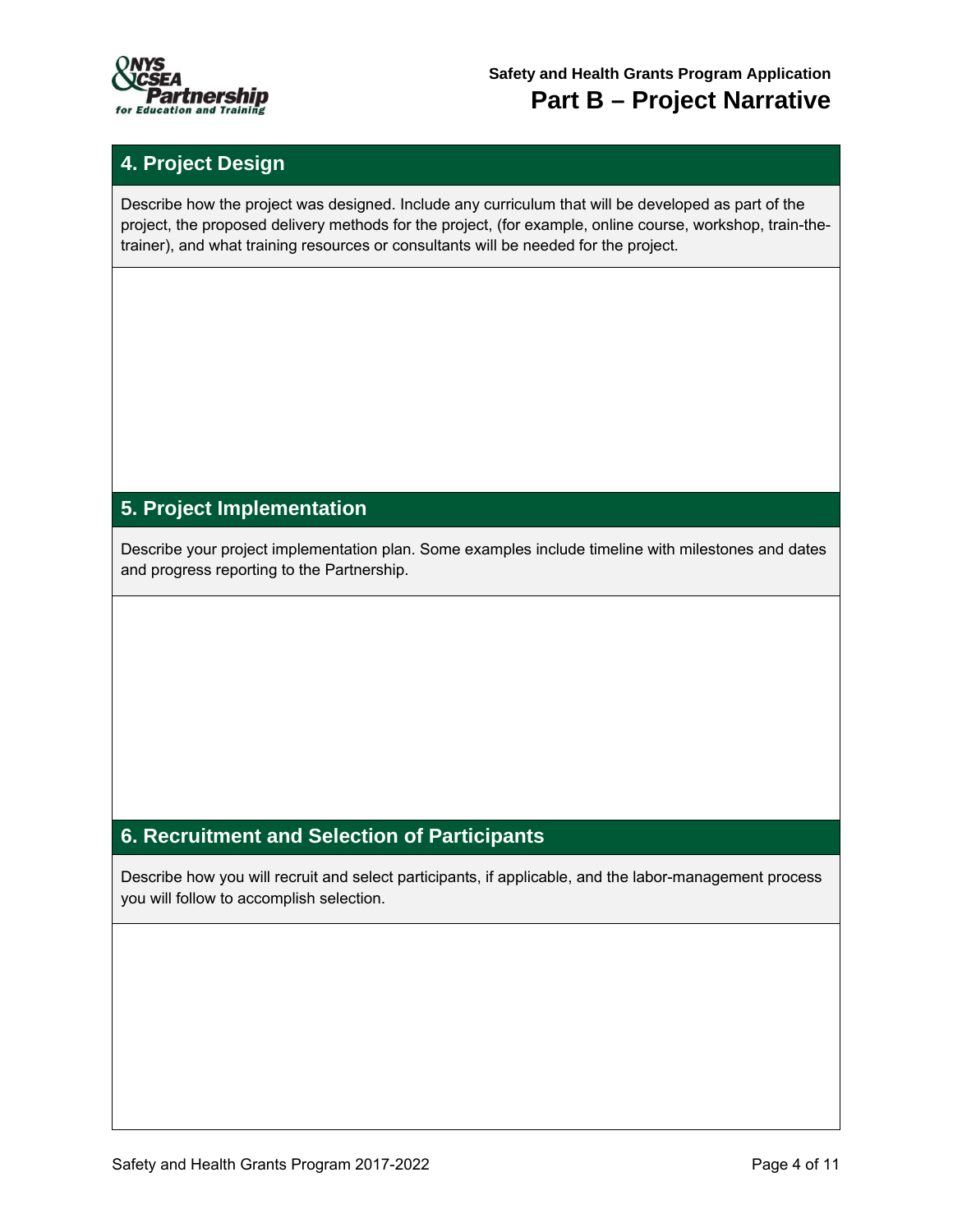## 4. Project Design

Describe how the project was designed. Include any curriculum that will be developed as part of the project, the proposed delivery methods for the project, (for example, online course, workshop, train-the-trainer), and what training resources or consultants will be needed for the project.

## 5. Project Implementation

Describe your project implementation plan. Some examples include timeline with milestones and dates and progress reporting to the Partnership.

## 6. Recruitment and Selection of Participants

Describe how you will recruit and select participants, if applicable, and the labor-management process you will follow to accomplish selection.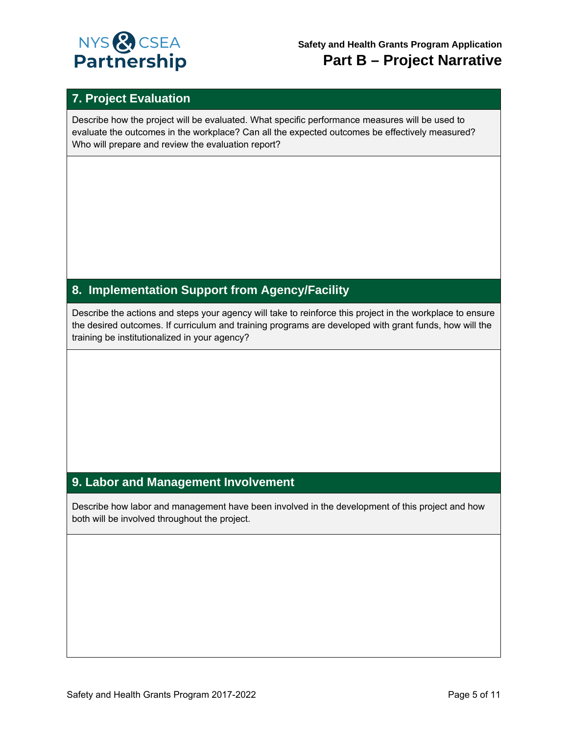## 7. Project Evaluation

Describe how the project will be evaluated. What specific performance measures will be used to evaluate the outcomes in the workplace? Can all the expected outcomes be effectively measured? Who will prepare and review the evaluation report?

## 8. Implementation Support from Agency/Facility

Describe the actions and steps your agency will take to reinforce this project in the workplace to ensure the desired outcomes. If curriculum and training programs are developed with grant funds, how will the training be institutionalized in your agency?

## 9. Labor and Management Involvement

Describe how labor and management have been involved in the development of this project and how both will be involved throughout the project.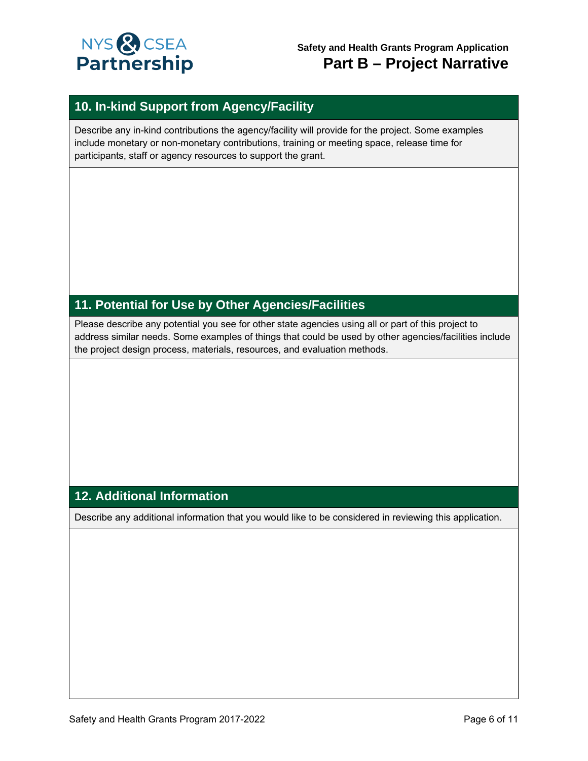## 10. In-kind Support from Agency/Facility

Describe any in-kind contributions the agency/facility will provide for the project. Some examples include monetary or non-monetary contributions, training or meeting space, release time for participants, staff or agency resources to support the grant.

## 11. Potential for Use by Other Agencies/Facilities

Please describe any potential you see for other state agencies using all or part of this project to address similar needs. Some examples of things that could be used by other agencies/facilities include the project design process, materials, resources, and evaluation methods.

## 12. Additional Information

Describe any additional information that you would like to be considered in reviewing this application.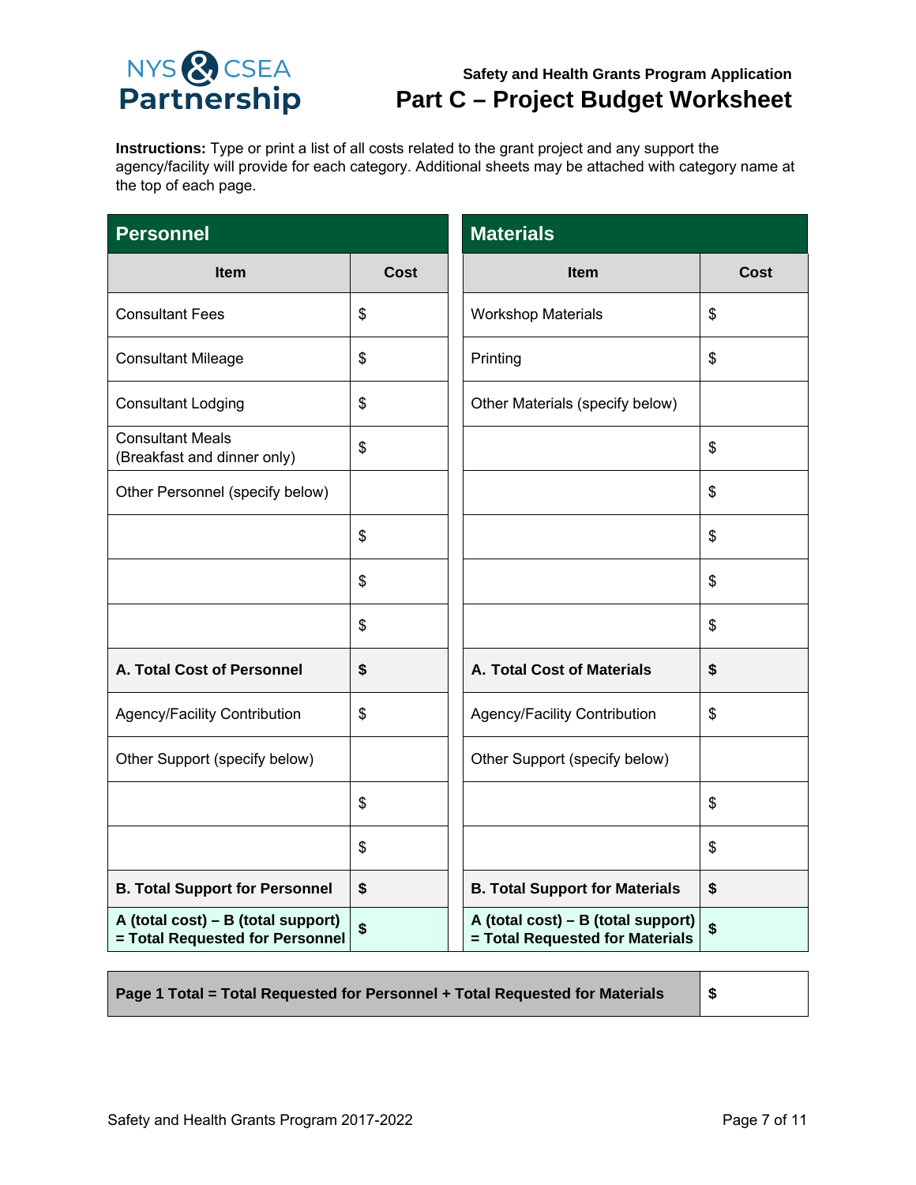# Safety and Health Grants Program Application

## Part C – Project Budget Worksheet

**Instructions:** Type or print a list of all costs related to the grant project and any support the agency/facility will provide for each category. Additional sheets may be attached with category name at the top of each page.

### Personnel

| Item | Cost |
|---|---|
| Consultant Fees | $ |
| Consultant Mileage | $ |
| Consultant Lodging | $ |
| Consultant Meals (Breakfast and dinner only) | $ |
| Other Personnel (specify below) | |
| | $ |
| | $ |
| | $ |
| **A. Total Cost of Personnel** | **$** |
| Agency/Facility Contribution | $ |
| Other Support (specify below) | |
| | $ |
| | $ |
| **B. Total Support for Personnel** | **$** |
| **A (total cost) – B (total support) = Total Requested for Personnel** | **$** |

### Materials

| Item | Cost |
|---|---|
| Workshop Materials | $ |
| Printing | $ |
| Other Materials (specify below) | |
| | $ |
| | $ |
| | $ |
| | $ |
| | $ |
| **A. Total Cost of Materials** | **$** |
| Agency/Facility Contribution | $ |
| Other Support (specify below) | |
| | $ |
| | $ |
| **B. Total Support for Materials** | **$** |
| **A (total cost) – B (total support) = Total Requested for Materials** | **$** |

| **Page 1 Total = Total Requested for Personnel + Total Requested for Materials** | **$** |
|---|---|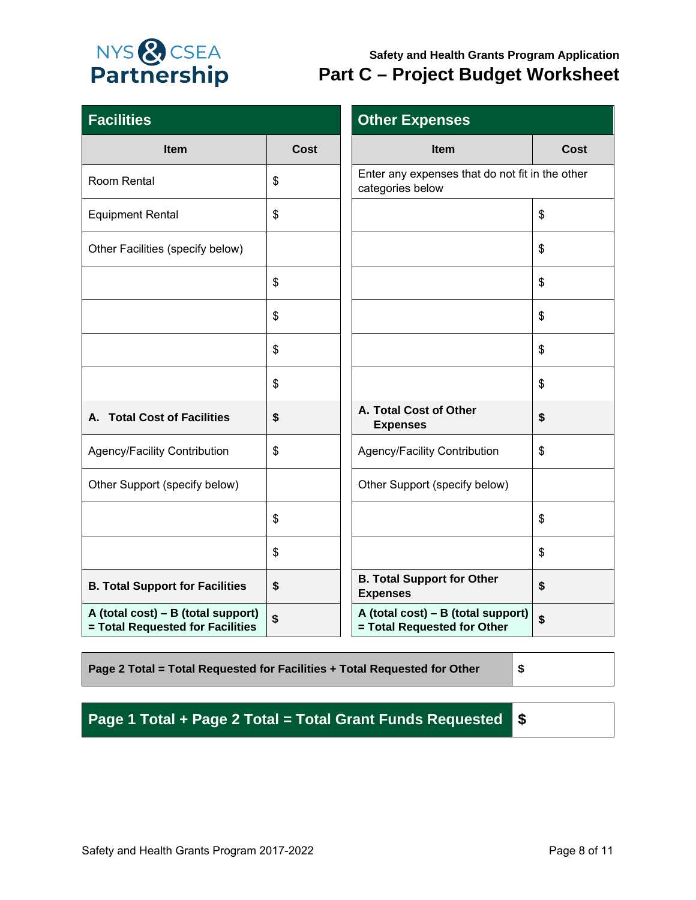**Safety and Health Grants Program Application**

# Part C – Project Budget Worksheet

## Facilities

| Item | Cost |
|---|---|
| Room Rental | $ |
| Equipment Rental | $ |
| Other Facilities (specify below) | |
| | $ |
| | $ |
| | $ |
| | $ |
| **A. Total Cost of Facilities** | **$** |
| Agency/Facility Contribution | $ |
| Other Support (specify below) | |
| | $ |
| | $ |
| **B. Total Support for Facilities** | **$** |
| **A (total cost) – B (total support) = Total Requested for Facilities** | **$** |

## Other Expenses

| Item | Cost |
|---|---|
| Enter any expenses that do not fit in the other categories below | |
| | $ |
| | $ |
| | $ |
| | $ |
| | $ |
| | $ |
| **A. Total Cost of Other Expenses** | **$** |
| Agency/Facility Contribution | $ |
| Other Support (specify below) | |
| | $ |
| | $ |
| **B. Total Support for Other Expenses** | **$** |
| **A (total cost) – B (total support) = Total Requested for Other** | **$** |

| | |
|---|---|
| **Page 2 Total = Total Requested for Facilities + Total Requested for Other** | **$** |
| **Page 1 Total + Page 2 Total = Total Grant Funds Requested** | **$** |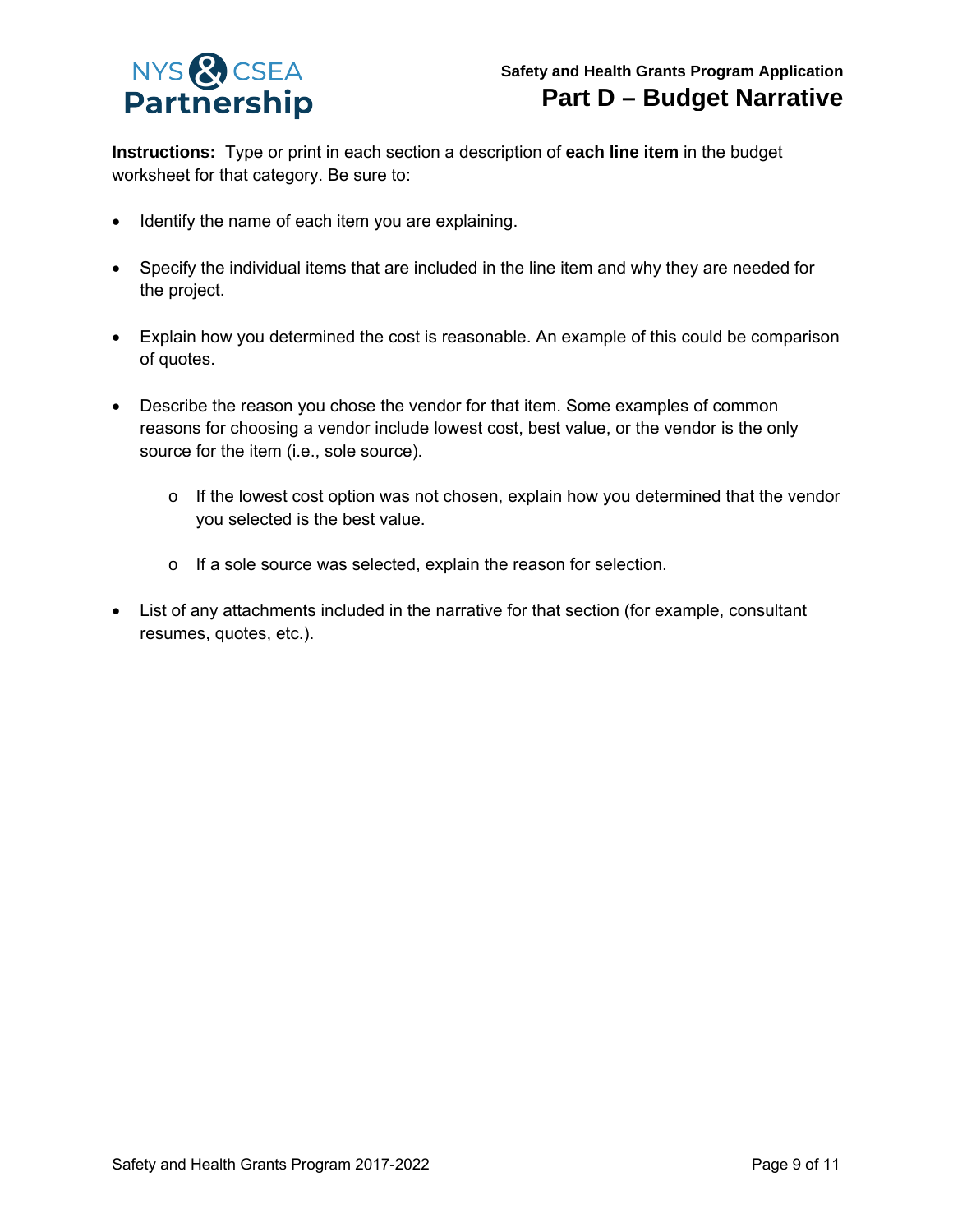**Safety and Health Grants Program Application**

# Part D – Budget Narrative

**Instructions:** Type or print in each section a description of **each line item** in the budget worksheet for that category. Be sure to:

- Identify the name of each item you are explaining.
- Specify the individual items that are included in the line item and why they are needed for the project.
- Explain how you determined the cost is reasonable. An example of this could be comparison of quotes.
- Describe the reason you chose the vendor for that item. Some examples of common reasons for choosing a vendor include lowest cost, best value, or the vendor is the only source for the item (i.e., sole source).
  - If the lowest cost option was not chosen, explain how you determined that the vendor you selected is the best value.
  - If a sole source was selected, explain the reason for selection.
- List of any attachments included in the narrative for that section (for example, consultant resumes, quotes, etc.).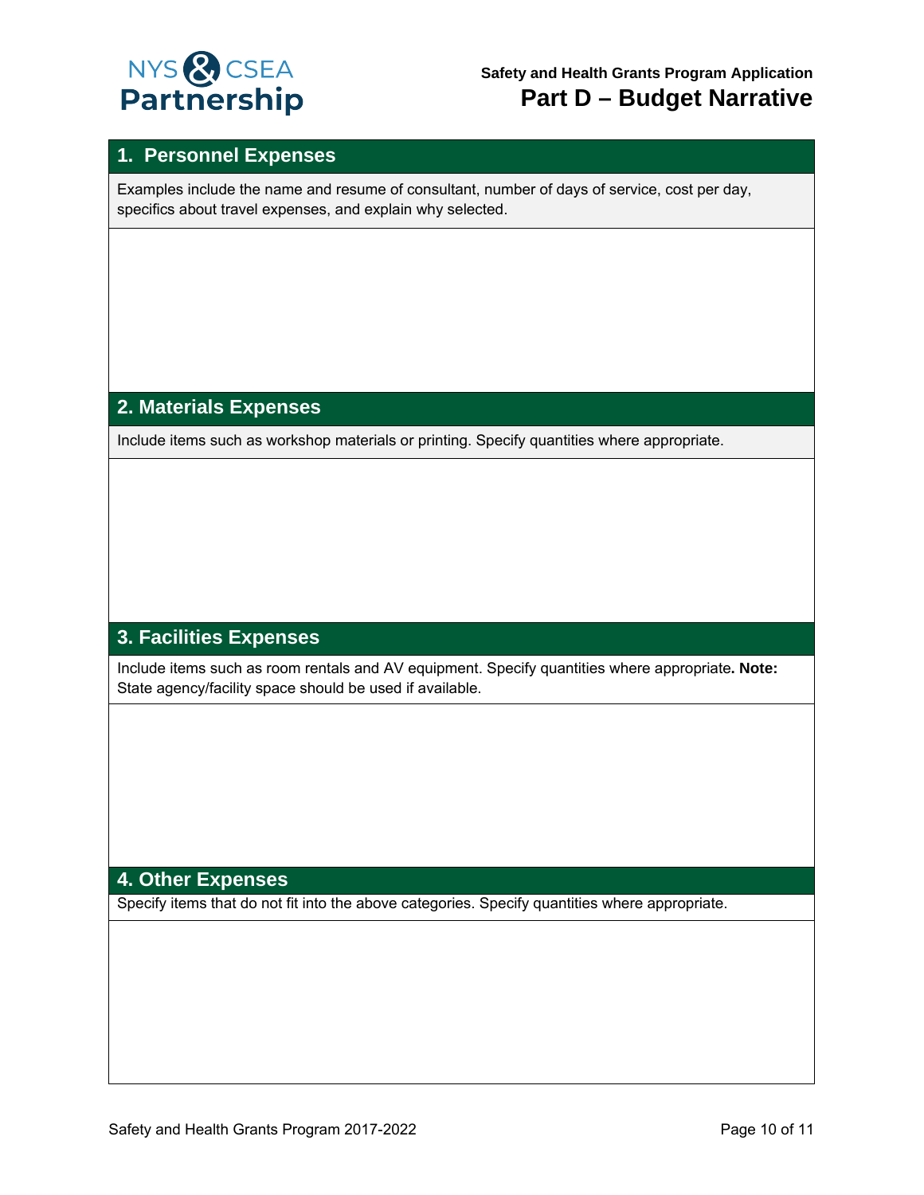# Safety and Health Grants Program Application

## Part D – Budget Narrative

### 1. Personnel Expenses

Examples include the name and resume of consultant, number of days of service, cost per day, specifics about travel expenses, and explain why selected.

### 2. Materials Expenses

Include items such as workshop materials or printing. Specify quantities where appropriate.

### 3. Facilities Expenses

Include items such as room rentals and AV equipment. Specify quantities where appropriate**. Note:** State agency/facility space should be used if available.

### 4. Other Expenses

Specify items that do not fit into the above categories. Specify quantities where appropriate.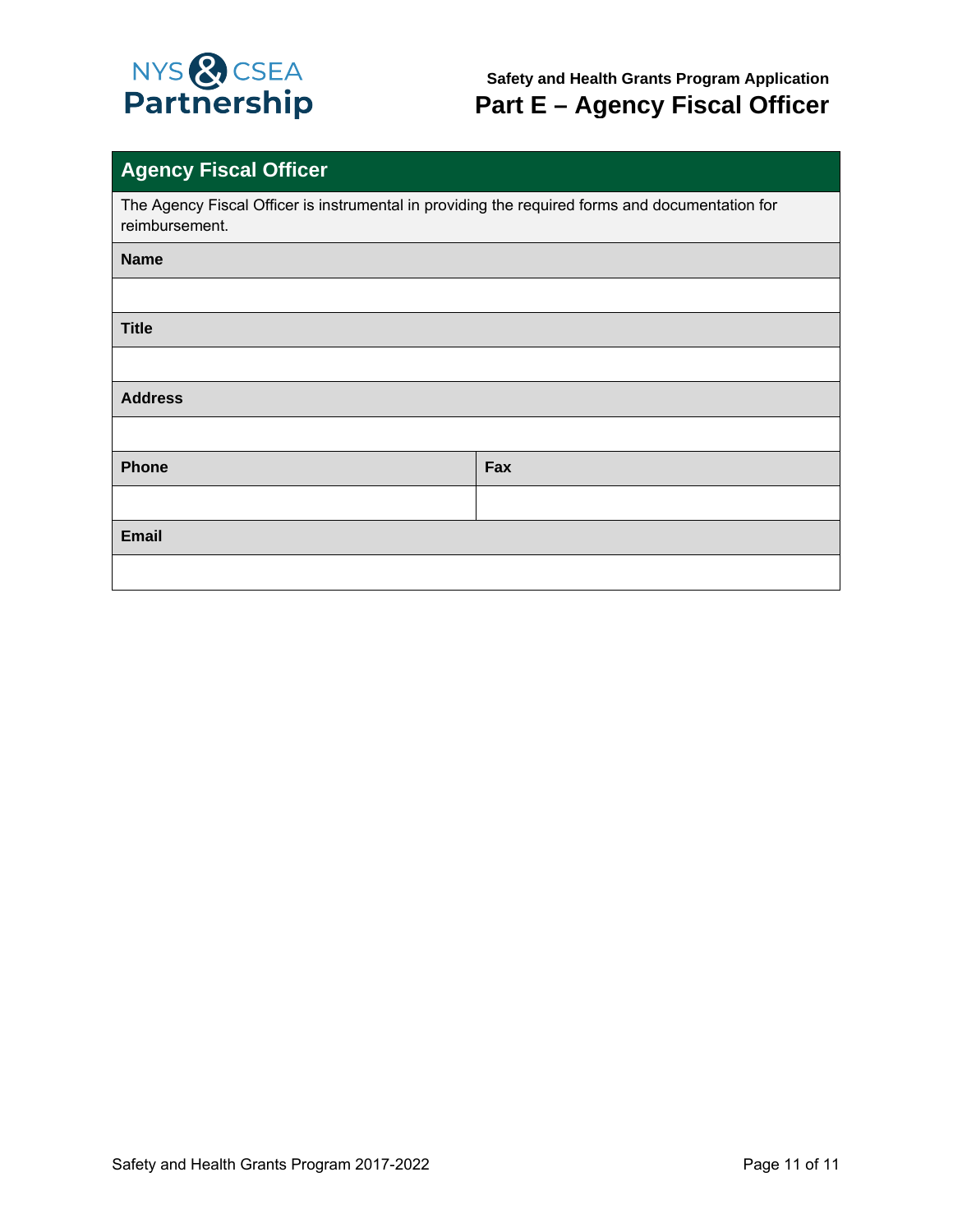Safety and Health Grants Program Application

# Part E – Agency Fiscal Officer

## Agency Fiscal Officer

The Agency Fiscal Officer is instrumental in providing the required forms and documentation for reimbursement.

| | |
|---|---|
| **Name** | |
| | |
| **Title** | |
| | |
| **Address** | |
| | |
| **Phone** | **Fax** |
| | |
| **Email** | |
| | |